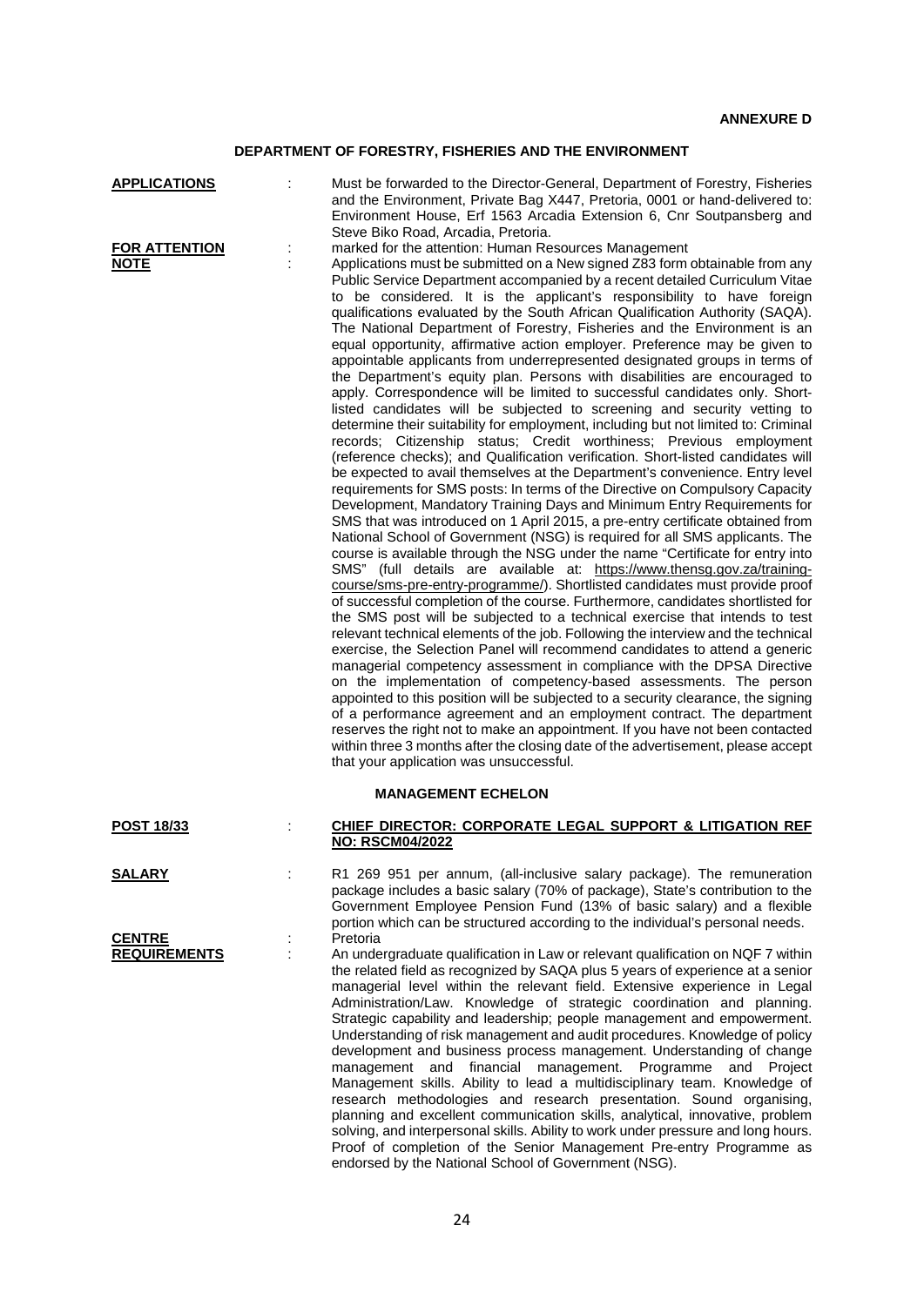**ANNEXURE D**

## DEPARTMENT OF FORESTRY, FISHERIES AND THE ENVIRONMENT

**APPLICATIONS** : Must be forwarded to the Director-General, Department of Forestry, Fisheries and the Environment, Private Bag X447, Pretoria, 0001 or hand-delivered to: Environment House, Erf 1563 Arcadia Extension 6, Cnr Soutpansberg and Steve Biko Road, Arcadia, Pretoria.

**FOR ATTENTION** : marked for the attention: Human Resources Management

**NOTE** : Applications must be submitted on a New signed Z83 form obtainable from any Public Service Department accompanied by a recent detailed Curriculum Vitae to be considered. It is the applicant's responsibility to have foreign qualifications evaluated by the South African Qualification Authority (SAQA). The National Department of Forestry, Fisheries and the Environment is an equal opportunity, affirmative action employer. Preference may be given to appointable applicants from underrepresented designated groups in terms of the Department's equity plan. Persons with disabilities are encouraged to apply. Correspondence will be limited to successful candidates only. Short-listed candidates will be subjected to screening and security vetting to determine their suitability for employment, including but not limited to: Criminal records; Citizenship status; Credit worthiness; Previous employment (reference checks); and Qualification verification. Short-listed candidates will be expected to avail themselves at the Department's convenience. Entry level requirements for SMS posts: In terms of the Directive on Compulsory Capacity Development, Mandatory Training Days and Minimum Entry Requirements for SMS that was introduced on 1 April 2015, a pre-entry certificate obtained from National School of Government (NSG) is required for all SMS applicants. The course is available through the NSG under the name "Certificate for entry into SMS" (full details are available at: https://www.thensg.gov.za/training-course/sms-pre-entry-programme/). Shortlisted candidates must provide proof of successful completion of the course. Furthermore, candidates shortlisted for the SMS post will be subjected to a technical exercise that intends to test relevant technical elements of the job. Following the interview and the technical exercise, the Selection Panel will recommend candidates to attend a generic managerial competency assessment in compliance with the DPSA Directive on the implementation of competency-based assessments. The person appointed to this position will be subjected to a security clearance, the signing of a performance agreement and an employment contract. The department reserves the right not to make an appointment. If you have not been contacted within three 3 months after the closing date of the advertisement, please accept that your application was unsuccessful.

### MANAGEMENT ECHELON

**POST 18/33** : **CHIEF DIRECTOR: CORPORATE LEGAL SUPPORT & LITIGATION REF NO: RSCM04/2022**

**SALARY** : R1 269 951 per annum, (all-inclusive salary package). The remuneration package includes a basic salary (70% of package), State's contribution to the Government Employee Pension Fund (13% of basic salary) and a flexible portion which can be structured according to the individual's personal needs.

**CENTRE** : Pretoria

**REQUIREMENTS** : An undergraduate qualification in Law or relevant qualification on NQF 7 within the related field as recognized by SAQA plus 5 years of experience at a senior managerial level within the relevant field. Extensive experience in Legal Administration/Law. Knowledge of strategic coordination and planning. Strategic capability and leadership; people management and empowerment. Understanding of risk management and audit procedures. Knowledge of policy development and business process management. Understanding of change management and financial management. Programme and Project Management skills. Ability to lead a multidisciplinary team. Knowledge of research methodologies and research presentation. Sound organising, planning and excellent communication skills, analytical, innovative, problem solving, and interpersonal skills. Ability to work under pressure and long hours. Proof of completion of the Senior Management Pre-entry Programme as endorsed by the National School of Government (NSG).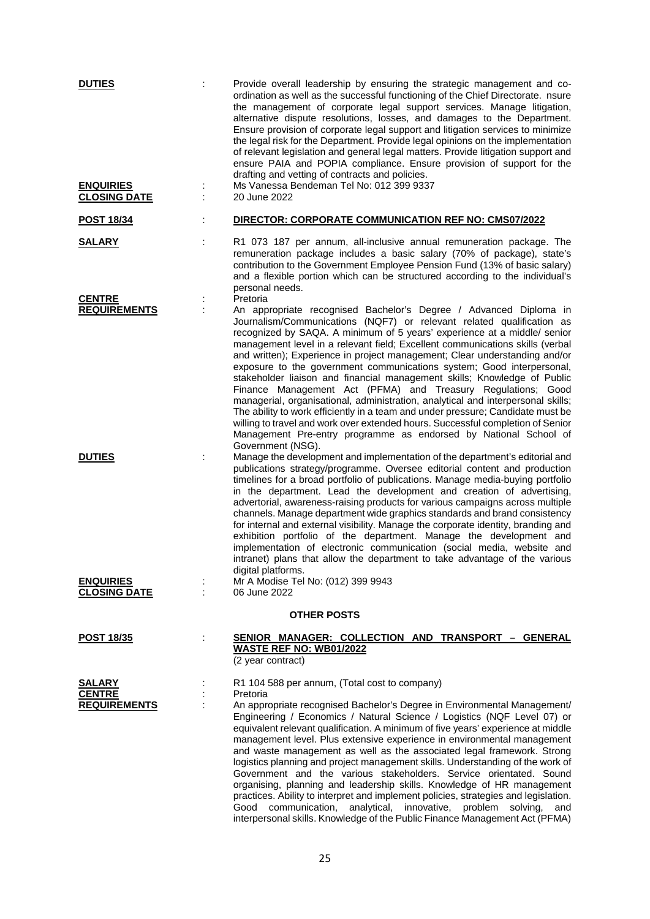**DUTIES** : Provide overall leadership by ensuring the strategic management and co-ordination as well as the successful functioning of the Chief Directorate. nsure the management of corporate legal support services. Manage litigation, alternative dispute resolutions, losses, and damages to the Department. Ensure provision of corporate legal support and litigation services to minimize the legal risk for the Department. Provide legal opinions on the implementation of relevant legislation and general legal matters. Provide litigation support and ensure PAIA and POPIA compliance. Ensure provision of support for the drafting and vetting of contracts and policies.

**ENQUIRIES** : Ms Vanessa Bendeman Tel No: 012 399 9337

**CLOSING DATE** : 20 June 2022

**POST 18/34** : **DIRECTOR: CORPORATE COMMUNICATION REF NO: CMS07/2022**

**SALARY** : R1 073 187 per annum, all-inclusive annual remuneration package. The remuneration package includes a basic salary (70% of package), state's contribution to the Government Employee Pension Fund (13% of basic salary) and a flexible portion which can be structured according to the individual's personal needs.

**CENTRE** : Pretoria

**REQUIREMENTS** : An appropriate recognised Bachelor's Degree / Advanced Diploma in Journalism/Communications (NQF7) or relevant related qualification as recognized by SAQA. A minimum of 5 years' experience at a middle/ senior management level in a relevant field; Excellent communications skills (verbal and written); Experience in project management; Clear understanding and/or exposure to the government communications system; Good interpersonal, stakeholder liaison and financial management skills; Knowledge of Public Finance Management Act (PFMA) and Treasury Regulations; Good managerial, organisational, administration, analytical and interpersonal skills; The ability to work efficiently in a team and under pressure; Candidate must be willing to travel and work over extended hours. Successful completion of Senior Management Pre-entry programme as endorsed by National School of Government (NSG).

**DUTIES** : Manage the development and implementation of the department's editorial and publications strategy/programme. Oversee editorial content and production timelines for a broad portfolio of publications. Manage media-buying portfolio in the department. Lead the development and creation of advertising, advertorial, awareness-raising products for various campaigns across multiple channels. Manage department wide graphics standards and brand consistency for internal and external visibility. Manage the corporate identity, branding and exhibition portfolio of the department. Manage the development and implementation of electronic communication (social media, website and intranet) plans that allow the department to take advantage of the various digital platforms.

**ENQUIRIES** : Mr A Modise Tel No: (012) 399 9943

**CLOSING DATE** : 06 June 2022

## OTHER POSTS

**POST 18/35** : **SENIOR MANAGER: COLLECTION AND TRANSPORT – GENERAL WASTE REF NO: WB01/2022**
(2 year contract)

**SALARY** : R1 104 588 per annum, (Total cost to company)

**CENTRE** : Pretoria

**REQUIREMENTS** : An appropriate recognised Bachelor's Degree in Environmental Management/ Engineering / Economics / Natural Science / Logistics (NQF Level 07) or equivalent relevant qualification. A minimum of five years' experience at middle management level. Plus extensive experience in environmental management and waste management as well as the associated legal framework. Strong logistics planning and project management skills. Understanding of the work of Government and the various stakeholders. Service orientated. Sound organising, planning and leadership skills. Knowledge of HR management practices. Ability to interpret and implement policies, strategies and legislation. Good communication, analytical, innovative, problem solving, and interpersonal skills. Knowledge of the Public Finance Management Act (PFMA)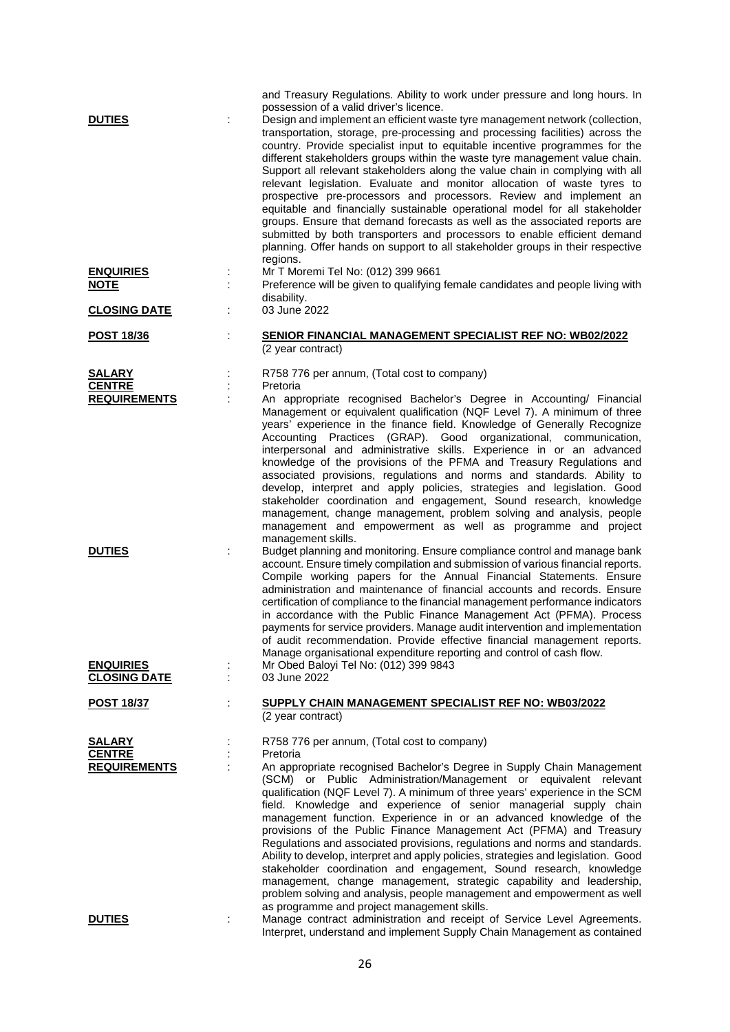and Treasury Regulations. Ability to work under pressure and long hours. In possession of a valid driver's licence.

**DUTIES** : Design and implement an efficient waste tyre management network (collection, transportation, storage, pre-processing and processing facilities) across the country. Provide specialist input to equitable incentive programmes for the different stakeholders groups within the waste tyre management value chain. Support all relevant stakeholders along the value chain in complying with all relevant legislation. Evaluate and monitor allocation of waste tyres to prospective pre-processors and processors. Review and implement an equitable and financially sustainable operational model for all stakeholder groups. Ensure that demand forecasts as well as the associated reports are submitted by both transporters and processors to enable efficient demand planning. Offer hands on support to all stakeholder groups in their respective regions.

**ENQUIRIES** : Mr T Moremi Tel No: (012) 399 9661

**NOTE** : Preference will be given to qualifying female candidates and people living with disability.

**CLOSING DATE** : 03 June 2022

**POST 18/36** : **SENIOR FINANCIAL MANAGEMENT SPECIALIST REF NO: WB02/2022**
(2 year contract)

**SALARY** : R758 776 per annum, (Total cost to company)

**CENTRE** : Pretoria

**REQUIREMENTS** : An appropriate recognised Bachelor's Degree in Accounting/ Financial Management or equivalent qualification (NQF Level 7). A minimum of three years' experience in the finance field. Knowledge of Generally Recognize Accounting Practices (GRAP). Good organizational, communication, interpersonal and administrative skills. Experience in or an advanced knowledge of the provisions of the PFMA and Treasury Regulations and associated provisions, regulations and norms and standards. Ability to develop, interpret and apply policies, strategies and legislation. Good stakeholder coordination and engagement, Sound research, knowledge management, change management, problem solving and analysis, people management and empowerment as well as programme and project management skills.

**DUTIES** : Budget planning and monitoring. Ensure compliance control and manage bank account. Ensure timely compilation and submission of various financial reports. Compile working papers for the Annual Financial Statements. Ensure administration and maintenance of financial accounts and records. Ensure certification of compliance to the financial management performance indicators in accordance with the Public Finance Management Act (PFMA). Process payments for service providers. Manage audit intervention and implementation of audit recommendation. Provide effective financial management reports. Manage organisational expenditure reporting and control of cash flow.

**ENQUIRIES** : Mr Obed Baloyi Tel No: (012) 399 9843

**CLOSING DATE** : 03 June 2022

**POST 18/37** : **SUPPLY CHAIN MANAGEMENT SPECIALIST REF NO: WB03/2022**
(2 year contract)

**SALARY** : R758 776 per annum, (Total cost to company)

**CENTRE** : Pretoria

**REQUIREMENTS** : An appropriate recognised Bachelor's Degree in Supply Chain Management (SCM) or Public Administration/Management or equivalent relevant qualification (NQF Level 7). A minimum of three years' experience in the SCM field. Knowledge and experience of senior managerial supply chain management function. Experience in or an advanced knowledge of the provisions of the Public Finance Management Act (PFMA) and Treasury Regulations and associated provisions, regulations and norms and standards. Ability to develop, interpret and apply policies, strategies and legislation. Good stakeholder coordination and engagement, Sound research, knowledge management, change management, strategic capability and leadership, problem solving and analysis, people management and empowerment as well as programme and project management skills.

**DUTIES** : Manage contract administration and receipt of Service Level Agreements. Interpret, understand and implement Supply Chain Management as contained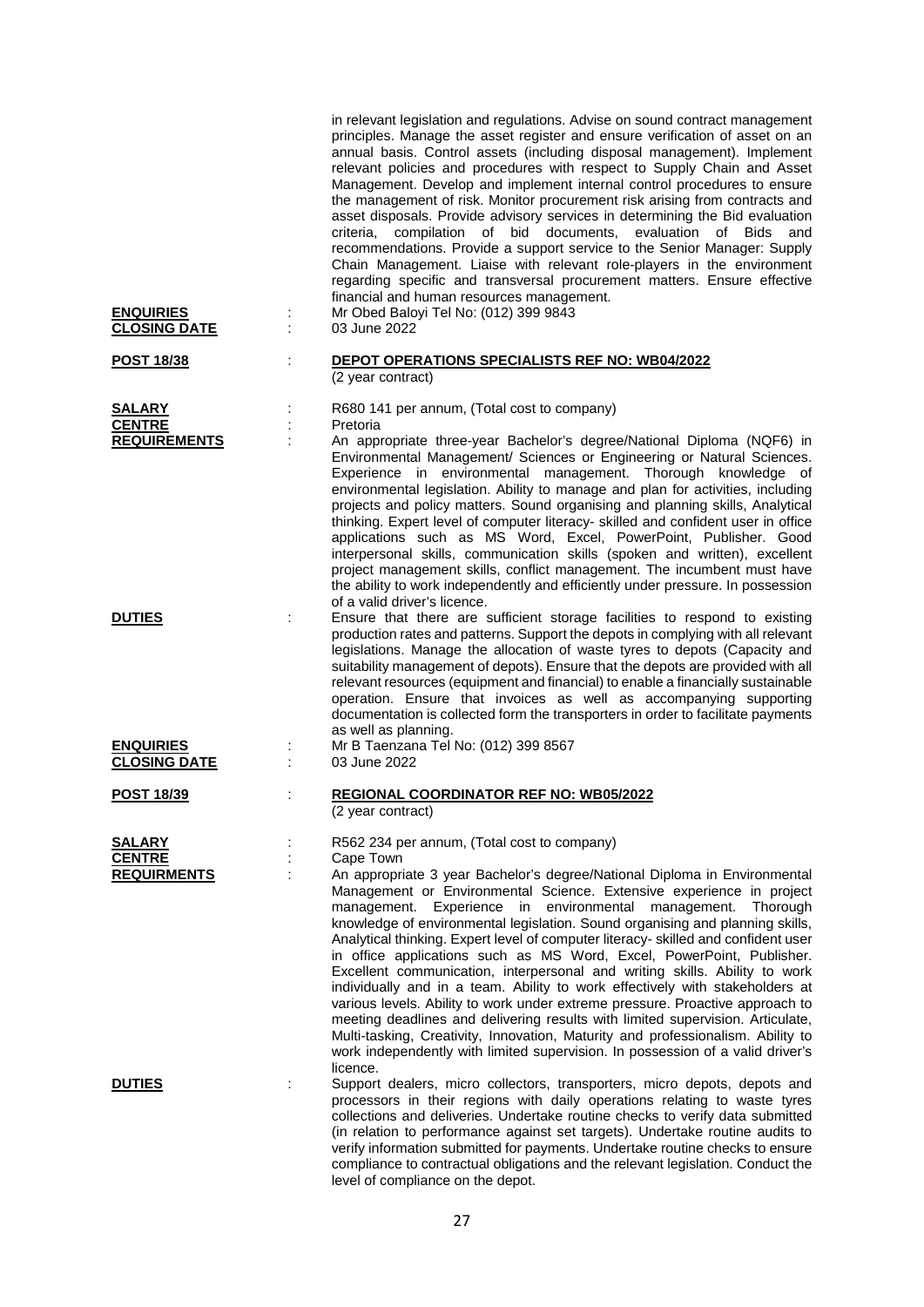in relevant legislation and regulations. Advise on sound contract management principles. Manage the asset register and ensure verification of asset on an annual basis. Control assets (including disposal management). Implement relevant policies and procedures with respect to Supply Chain and Asset Management. Develop and implement internal control procedures to ensure the management of risk. Monitor procurement risk arising from contracts and asset disposals. Provide advisory services in determining the Bid evaluation criteria, compilation of bid documents, evaluation of Bids and recommendations. Provide a support service to the Senior Manager: Supply Chain Management. Liaise with relevant role-players in the environment regarding specific and transversal procurement matters. Ensure effective financial and human resources management.

**ENQUIRIES** : Mr Obed Baloyi Tel No: (012) 399 9843

**CLOSING DATE** : 03 June 2022

**POST 18/38** : **DEPOT OPERATIONS SPECIALISTS REF NO: WB04/2022**
(2 year contract)

**SALARY** : R680 141 per annum, (Total cost to company)

**CENTRE** : Pretoria

**REQUIREMENTS** : An appropriate three-year Bachelor's degree/National Diploma (NQF6) in Environmental Management/ Sciences or Engineering or Natural Sciences. Experience in environmental management. Thorough knowledge of environmental legislation. Ability to manage and plan for activities, including projects and policy matters. Sound organising and planning skills, Analytical thinking. Expert level of computer literacy- skilled and confident user in office applications such as MS Word, Excel, PowerPoint, Publisher. Good interpersonal skills, communication skills (spoken and written), excellent project management skills, conflict management. The incumbent must have the ability to work independently and efficiently under pressure. In possession of a valid driver's licence.

**DUTIES** : Ensure that there are sufficient storage facilities to respond to existing production rates and patterns. Support the depots in complying with all relevant legislations. Manage the allocation of waste tyres to depots (Capacity and suitability management of depots). Ensure that the depots are provided with all relevant resources (equipment and financial) to enable a financially sustainable operation. Ensure that invoices as well as accompanying supporting documentation is collected form the transporters in order to facilitate payments as well as planning.

**ENQUIRIES** : Mr B Taenzana Tel No: (012) 399 8567

**CLOSING DATE** : 03 June 2022

**POST 18/39** : **REGIONAL COORDINATOR REF NO: WB05/2022**
(2 year contract)

**SALARY** : R562 234 per annum, (Total cost to company)

**CENTRE** : Cape Town

**REQUIRMENTS** : An appropriate 3 year Bachelor's degree/National Diploma in Environmental Management or Environmental Science. Extensive experience in project management. Experience in environmental management. Thorough knowledge of environmental legislation. Sound organising and planning skills, Analytical thinking. Expert level of computer literacy- skilled and confident user in office applications such as MS Word, Excel, PowerPoint, Publisher. Excellent communication, interpersonal and writing skills. Ability to work individually and in a team. Ability to work effectively with stakeholders at various levels. Ability to work under extreme pressure. Proactive approach to meeting deadlines and delivering results with limited supervision. Articulate, Multi-tasking, Creativity, Innovation, Maturity and professionalism. Ability to work independently with limited supervision. In possession of a valid driver's licence.

**DUTIES** : Support dealers, micro collectors, transporters, micro depots, depots and processors in their regions with daily operations relating to waste tyres collections and deliveries. Undertake routine checks to verify data submitted (in relation to performance against set targets). Undertake routine audits to verify information submitted for payments. Undertake routine checks to ensure compliance to contractual obligations and the relevant legislation. Conduct the level of compliance on the depot.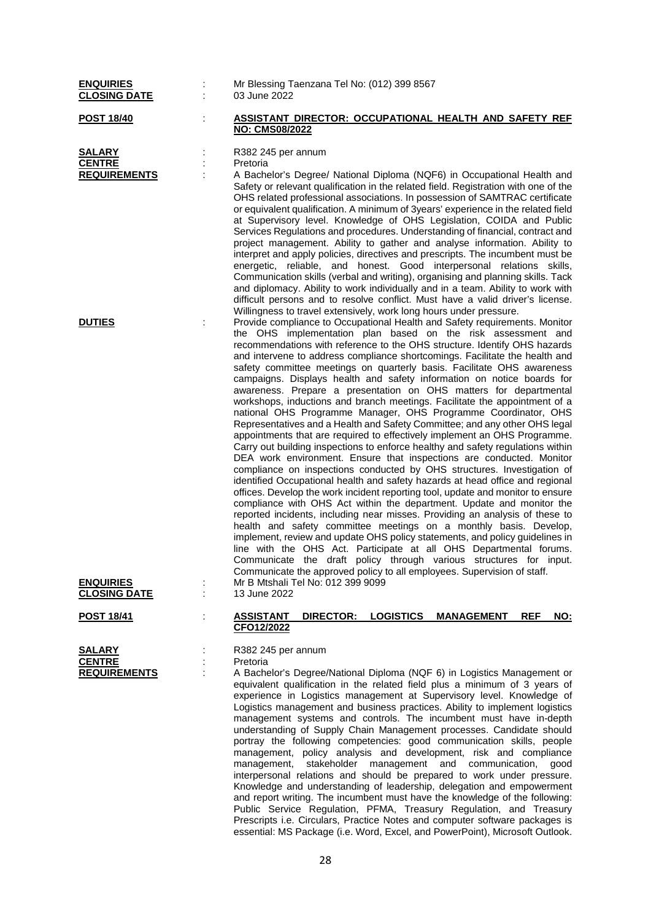**ENQUIRIES** : Mr Blessing Taenzana Tel No: (012) 399 8567
**CLOSING DATE** : 03 June 2022

**POST 18/40** : **ASSISTANT DIRECTOR: OCCUPATIONAL HEALTH AND SAFETY REF NO: CMS08/2022**

**SALARY** : R382 245 per annum
**CENTRE** : Pretoria
**REQUIREMENTS** : A Bachelor's Degree/ National Diploma (NQF6) in Occupational Health and Safety or relevant qualification in the related field. Registration with one of the OHS related professional associations. In possession of SAMTRAC certificate or equivalent qualification. A minimum of 3years' experience in the related field at Supervisory level. Knowledge of OHS Legislation, COIDA and Public Services Regulations and procedures. Understanding of financial, contract and project management. Ability to gather and analyse information. Ability to interpret and apply policies, directives and prescripts. The incumbent must be energetic, reliable, and honest. Good interpersonal relations skills, Communication skills (verbal and writing), organising and planning skills. Tack and diplomacy. Ability to work individually and in a team. Ability to work with difficult persons and to resolve conflict. Must have a valid driver's license. Willingness to travel extensively, work long hours under pressure.
**DUTIES** : Provide compliance to Occupational Health and Safety requirements. Monitor the OHS implementation plan based on the risk assessment and recommendations with reference to the OHS structure. Identify OHS hazards and intervene to address compliance shortcomings. Facilitate the health and safety committee meetings on quarterly basis. Facilitate OHS awareness campaigns. Displays health and safety information on notice boards for awareness. Prepare a presentation on OHS matters for departmental workshops, inductions and branch meetings. Facilitate the appointment of a national OHS Programme Manager, OHS Programme Coordinator, OHS Representatives and a Health and Safety Committee; and any other OHS legal appointments that are required to effectively implement an OHS Programme. Carry out building inspections to enforce healthy and safety regulations within DEA work environment. Ensure that inspections are conducted. Monitor compliance on inspections conducted by OHS structures. Investigation of identified Occupational health and safety hazards at head office and regional offices. Develop the work incident reporting tool, update and monitor to ensure compliance with OHS Act within the department. Update and monitor the reported incidents, including near misses. Providing an analysis of these to health and safety committee meetings on a monthly basis. Develop, implement, review and update OHS policy statements, and policy guidelines in line with the OHS Act. Participate at all OHS Departmental forums. Communicate the draft policy through various structures for input. Communicate the approved policy to all employees. Supervision of staff.
**ENQUIRIES** : Mr B Mtshali Tel No: 012 399 9099
**CLOSING DATE** : 13 June 2022

**POST 18/41** : **ASSISTANT DIRECTOR: LOGISTICS MANAGEMENT REF NO: CFO12/2022**

**SALARY** : R382 245 per annum
**CENTRE** : Pretoria
**REQUIREMENTS** : A Bachelor's Degree/National Diploma (NQF 6) in Logistics Management or equivalent qualification in the related field plus a minimum of 3 years of experience in Logistics management at Supervisory level. Knowledge of Logistics management and business practices. Ability to implement logistics management systems and controls. The incumbent must have in-depth understanding of Supply Chain Management processes. Candidate should portray the following competencies: good communication skills, people management, policy analysis and development, risk and compliance management, stakeholder management and communication, good interpersonal relations and should be prepared to work under pressure. Knowledge and understanding of leadership, delegation and empowerment and report writing. The incumbent must have the knowledge of the following: Public Service Regulation, PFMA, Treasury Regulation, and Treasury Prescripts i.e. Circulars, Practice Notes and computer software packages is essential: MS Package (i.e. Word, Excel, and PowerPoint), Microsoft Outlook.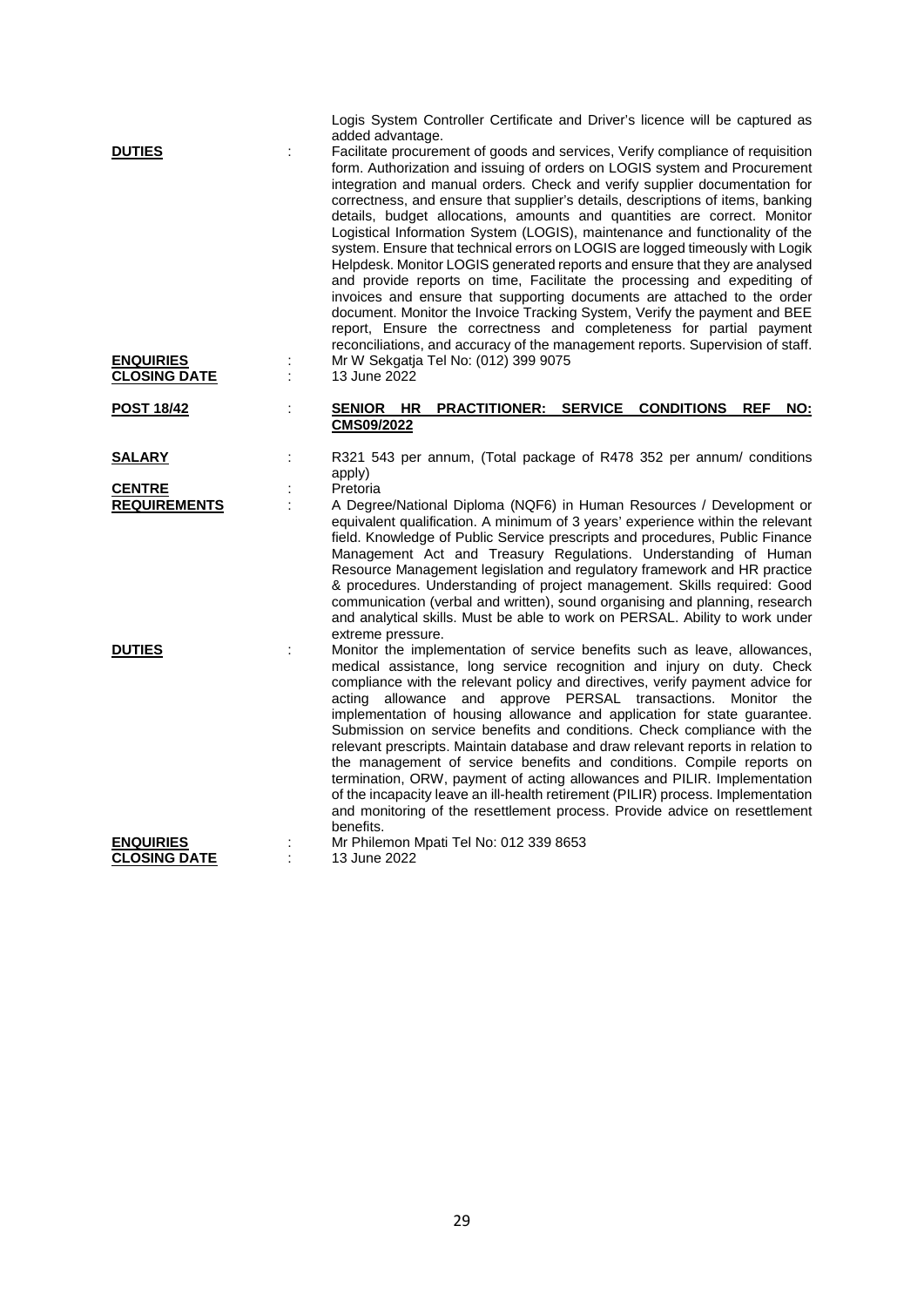Logis System Controller Certificate and Driver's licence will be captured as added advantage.

**DUTIES** : Facilitate procurement of goods and services, Verify compliance of requisition form. Authorization and issuing of orders on LOGIS system and Procurement integration and manual orders. Check and verify supplier documentation for correctness, and ensure that supplier's details, descriptions of items, banking details, budget allocations, amounts and quantities are correct. Monitor Logistical Information System (LOGIS), maintenance and functionality of the system. Ensure that technical errors on LOGIS are logged timeously with Logik Helpdesk. Monitor LOGIS generated reports and ensure that they are analysed and provide reports on time, Facilitate the processing and expediting of invoices and ensure that supporting documents are attached to the order document. Monitor the Invoice Tracking System, Verify the payment and BEE report, Ensure the correctness and completeness for partial payment reconciliations, and accuracy of the management reports. Supervision of staff.

**ENQUIRIES** : Mr W Sekgatja Tel No: (012) 399 9075

**CLOSING DATE** : 13 June 2022

**POST 18/42** : **SENIOR HR PRACTITIONER: SERVICE CONDITIONS REF NO: CMS09/2022**

**SALARY** : R321 543 per annum, (Total package of R478 352 per annum/ conditions apply)

**CENTRE** : Pretoria

**REQUIREMENTS** : A Degree/National Diploma (NQF6) in Human Resources / Development or equivalent qualification. A minimum of 3 years' experience within the relevant field. Knowledge of Public Service prescripts and procedures, Public Finance Management Act and Treasury Regulations. Understanding of Human Resource Management legislation and regulatory framework and HR practice & procedures. Understanding of project management. Skills required: Good communication (verbal and written), sound organising and planning, research and analytical skills. Must be able to work on PERSAL. Ability to work under extreme pressure.

**DUTIES** : Monitor the implementation of service benefits such as leave, allowances, medical assistance, long service recognition and injury on duty. Check compliance with the relevant policy and directives, verify payment advice for acting allowance and approve PERSAL transactions. Monitor the implementation of housing allowance and application for state guarantee. Submission on service benefits and conditions. Check compliance with the relevant prescripts. Maintain database and draw relevant reports in relation to the management of service benefits and conditions. Compile reports on termination, ORW, payment of acting allowances and PILIR. Implementation of the incapacity leave an ill-health retirement (PILIR) process. Implementation and monitoring of the resettlement process. Provide advice on resettlement benefits.

**ENQUIRIES** : Mr Philemon Mpati Tel No: 012 339 8653

**CLOSING DATE** : 13 June 2022